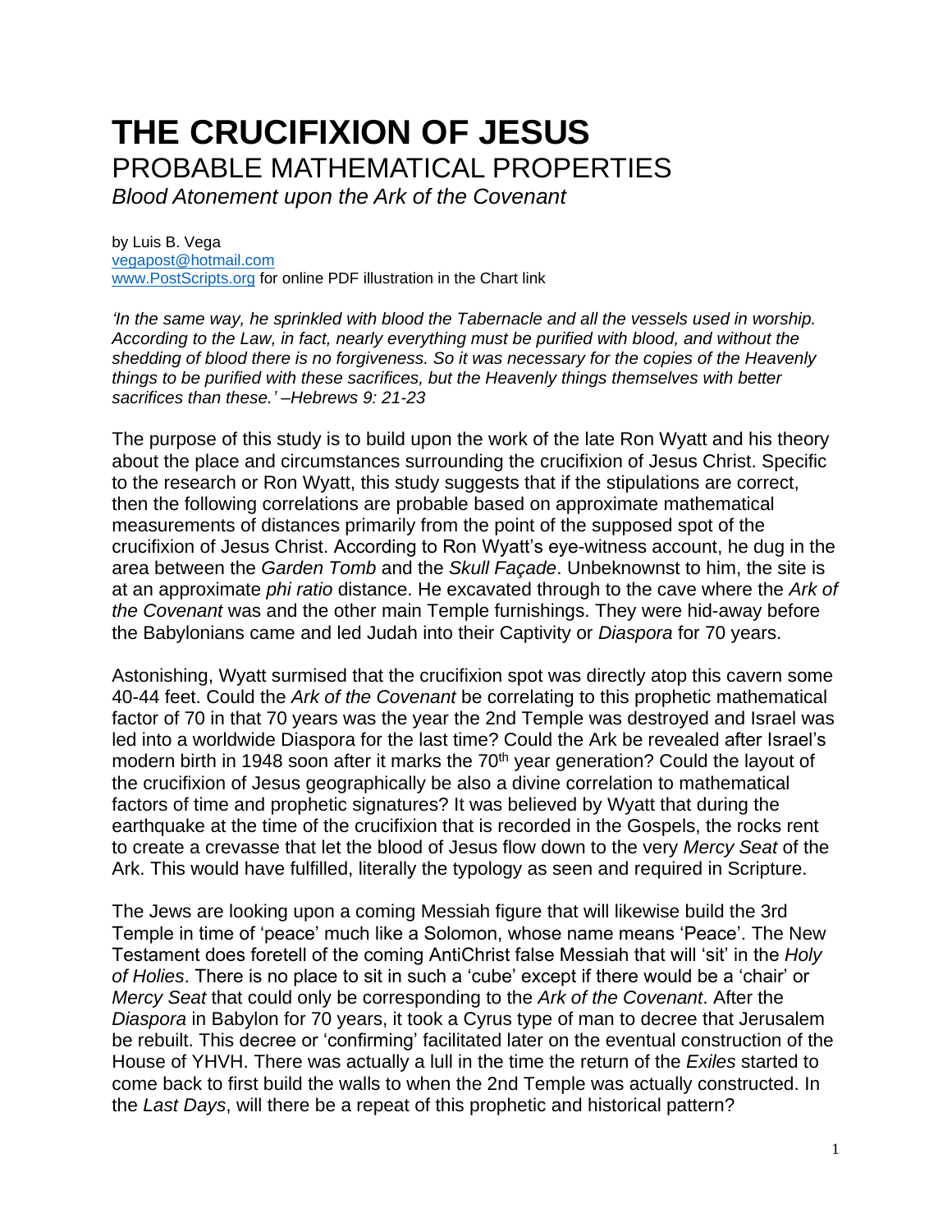# THE CRUCIFIXION OF JESUS

## PROBABLE MATHEMATICAL PROPERTIES

*Blood Atonement upon the Ark of the Covenant*

by Luis B. Vega
vegapost@hotmail.com
www.PostScripts.org for online PDF illustration in the Chart link

*'In the same way, he sprinkled with blood the Tabernacle and all the vessels used in worship. According to the Law, in fact, nearly everything must be purified with blood, and without the shedding of blood there is no forgiveness. So it was necessary for the copies of the Heavenly things to be purified with these sacrifices, but the Heavenly things themselves with better sacrifices than these.' –Hebrews 9: 21-23*

The purpose of this study is to build upon the work of the late Ron Wyatt and his theory about the place and circumstances surrounding the crucifixion of Jesus Christ. Specific to the research or Ron Wyatt, this study suggests that if the stipulations are correct, then the following correlations are probable based on approximate mathematical measurements of distances primarily from the point of the supposed spot of the crucifixion of Jesus Christ. According to Ron Wyatt's eye-witness account, he dug in the area between the *Garden Tomb* and the *Skull Façade*. Unbeknownst to him, the site is at an approximate *phi ratio* distance. He excavated through to the cave where the *Ark of the Covenant* was and the other main Temple furnishings. They were hid-away before the Babylonians came and led Judah into their Captivity or *Diaspora* for 70 years.

Astonishing, Wyatt surmised that the crucifixion spot was directly atop this cavern some 40-44 feet. Could the *Ark of the Covenant* be correlating to this prophetic mathematical factor of 70 in that 70 years was the year the 2nd Temple was destroyed and Israel was led into a worldwide Diaspora for the last time? Could the Ark be revealed after Israel's modern birth in 1948 soon after it marks the 70th year generation? Could the layout of the crucifixion of Jesus geographically be also a divine correlation to mathematical factors of time and prophetic signatures? It was believed by Wyatt that during the earthquake at the time of the crucifixion that is recorded in the Gospels, the rocks rent to create a crevasse that let the blood of Jesus flow down to the very *Mercy Seat* of the Ark. This would have fulfilled, literally the typology as seen and required in Scripture.

The Jews are looking upon a coming Messiah figure that will likewise build the 3rd Temple in time of 'peace' much like a Solomon, whose name means 'Peace'. The New Testament does foretell of the coming AntiChrist false Messiah that will 'sit' in the *Holy of Holies*. There is no place to sit in such a 'cube' except if there would be a 'chair' or *Mercy Seat* that could only be corresponding to the *Ark of the Covenant*. After the *Diaspora* in Babylon for 70 years, it took a Cyrus type of man to decree that Jerusalem be rebuilt. This decree or 'confirming' facilitated later on the eventual construction of the House of YHVH. There was actually a lull in the time the return of the *Exiles* started to come back to first build the walls to when the 2nd Temple was actually constructed. In the *Last Days*, will there be a repeat of this prophetic and historical pattern?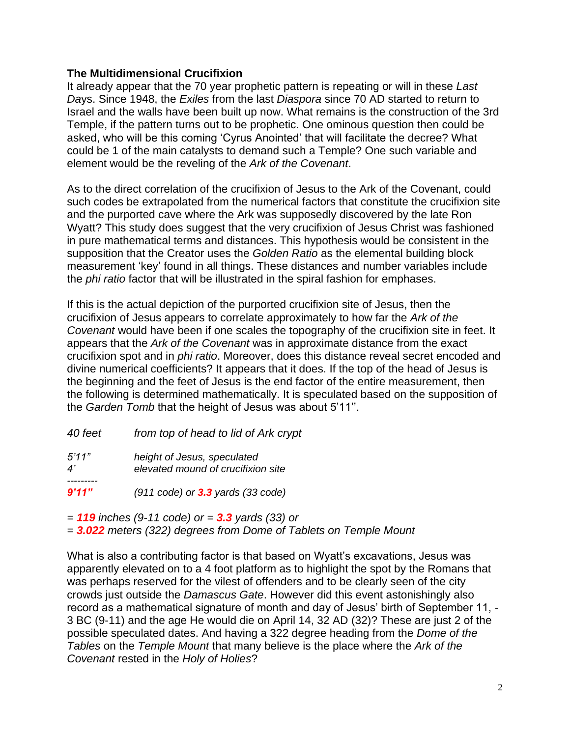**The Multidimensional Crucifixion**

It already appear that the 70 year prophetic pattern is repeating or will in these *Last Days*. Since 1948, the *Exiles* from the last *Diaspora* since 70 AD started to return to Israel and the walls have been built up now. What remains is the construction of the 3rd Temple, if the pattern turns out to be prophetic. One ominous question then could be asked, who will be this coming 'Cyrus Anointed' that will facilitate the decree? What could be 1 of the main catalysts to demand such a Temple? One such variable and element would be the reveling of the *Ark of the Covenant*.

As to the direct correlation of the crucifixion of Jesus to the Ark of the Covenant, could such codes be extrapolated from the numerical factors that constitute the crucifixion site and the purported cave where the Ark was supposedly discovered by the late Ron Wyatt? This study does suggest that the very crucifixion of Jesus Christ was fashioned in pure mathematical terms and distances. This hypothesis would be consistent in the supposition that the Creator uses the *Golden Ratio* as the elemental building block measurement 'key' found in all things. These distances and number variables include the *phi ratio* factor that will be illustrated in the spiral fashion for emphases.

If this is the actual depiction of the purported crucifixion site of Jesus, then the crucifixion of Jesus appears to correlate approximately to how far the *Ark of the Covenant* would have been if one scales the topography of the crucifixion site in feet. It appears that the *Ark of the Covenant* was in approximate distance from the exact crucifixion spot and in *phi ratio*. Moreover, does this distance reveal secret encoded and divine numerical coefficients? It appears that it does. If the top of the head of Jesus is the beginning and the feet of Jesus is the end factor of the entire measurement, then the following is determined mathematically. It is speculated based on the supposition of the *Garden Tomb* that the height of Jesus was about 5'11''.

*40 feet*  *from top of head to lid of Ark crypt*

*5'11"*  *height of Jesus, speculated*
*4'*  *elevated mound of crucifixion site*
---------
***9'11"***  *(911 code) or* ***3.3*** *yards (33 code)*

*=* ***119*** *inches (9-11 code) or =* ***3.3*** *yards (33) or*
*=* ***3.022*** *meters (322) degrees from Dome of Tablets on Temple Mount*

What is also a contributing factor is that based on Wyatt's excavations, Jesus was apparently elevated on to a 4 foot platform as to highlight the spot by the Romans that was perhaps reserved for the vilest of offenders and to be clearly seen of the city crowds just outside the *Damascus Gate*. However did this event astonishingly also record as a mathematical signature of month and day of Jesus' birth of September 11, -3 BC (9-11) and the age He would die on April 14, 32 AD (32)? These are just 2 of the possible speculated dates. And having a 322 degree heading from the *Dome of the Tables* on the *Temple Mount* that many believe is the place where the *Ark of the Covenant* rested in the *Holy of Holies*?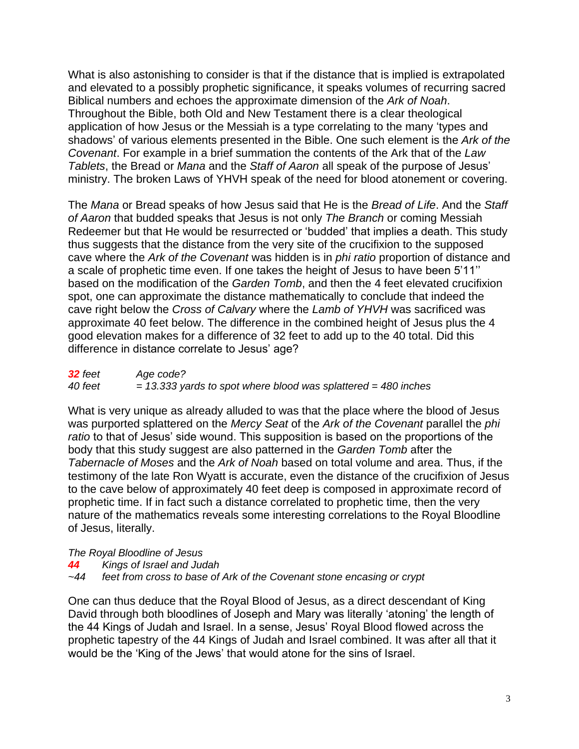What is also astonishing to consider is that if the distance that is implied is extrapolated and elevated to a possibly prophetic significance, it speaks volumes of recurring sacred Biblical numbers and echoes the approximate dimension of the *Ark of Noah*. Throughout the Bible, both Old and New Testament there is a clear theological application of how Jesus or the Messiah is a type correlating to the many 'types and shadows' of various elements presented in the Bible. One such element is the *Ark of the Covenant*. For example in a brief summation the contents of the Ark that of the *Law Tablets*, the Bread or *Mana* and the *Staff of Aaron* all speak of the purpose of Jesus' ministry. The broken Laws of YHVH speak of the need for blood atonement or covering.

The *Mana* or Bread speaks of how Jesus said that He is the *Bread of Life*. And the *Staff of Aaron* that budded speaks that Jesus is not only *The Branch* or coming Messiah Redeemer but that He would be resurrected or 'budded' that implies a death. This study thus suggests that the distance from the very site of the crucifixion to the supposed cave where the *Ark of the Covenant* was hidden is in *phi ratio* proportion of distance and a scale of prophetic time even. If one takes the height of Jesus to have been 5'11'' based on the modification of the *Garden Tomb*, and then the 4 feet elevated crucifixion spot, one can approximate the distance mathematically to conclude that indeed the cave right below the *Cross of Calvary* where the *Lamb of YHVH* was sacrificed was approximate 40 feet below. The difference in the combined height of Jesus plus the 4 good elevation makes for a difference of 32 feet to add up to the 40 total. Did this difference in distance correlate to Jesus' age?

***32*** *feet* *Age code?*
*40 feet* *= 13.333 yards to spot where blood was splattered = 480 inches*

What is very unique as already alluded to was that the place where the blood of Jesus was purported splattered on the *Mercy Seat* of the *Ark of the Covenant* parallel the *phi ratio* to that of Jesus' side wound. This supposition is based on the proportions of the body that this study suggest are also patterned in the *Garden Tomb* after the *Tabernacle of Moses* and the *Ark of Noah* based on total volume and area. Thus, if the testimony of the late Ron Wyatt is accurate, even the distance of the crucifixion of Jesus to the cave below of approximately 40 feet deep is composed in approximate record of prophetic time. If in fact such a distance correlated to prophetic time, then the very nature of the mathematics reveals some interesting correlations to the Royal Bloodline of Jesus, literally.

*The Royal Bloodline of Jesus*
***44*** *Kings of Israel and Judah*
*~44* *feet from cross to base of Ark of the Covenant stone encasing or crypt*

One can thus deduce that the Royal Blood of Jesus, as a direct descendant of King David through both bloodlines of Joseph and Mary was literally 'atoning' the length of the 44 Kings of Judah and Israel. In a sense, Jesus' Royal Blood flowed across the prophetic tapestry of the 44 Kings of Judah and Israel combined. It was after all that it would be the 'King of the Jews' that would atone for the sins of Israel.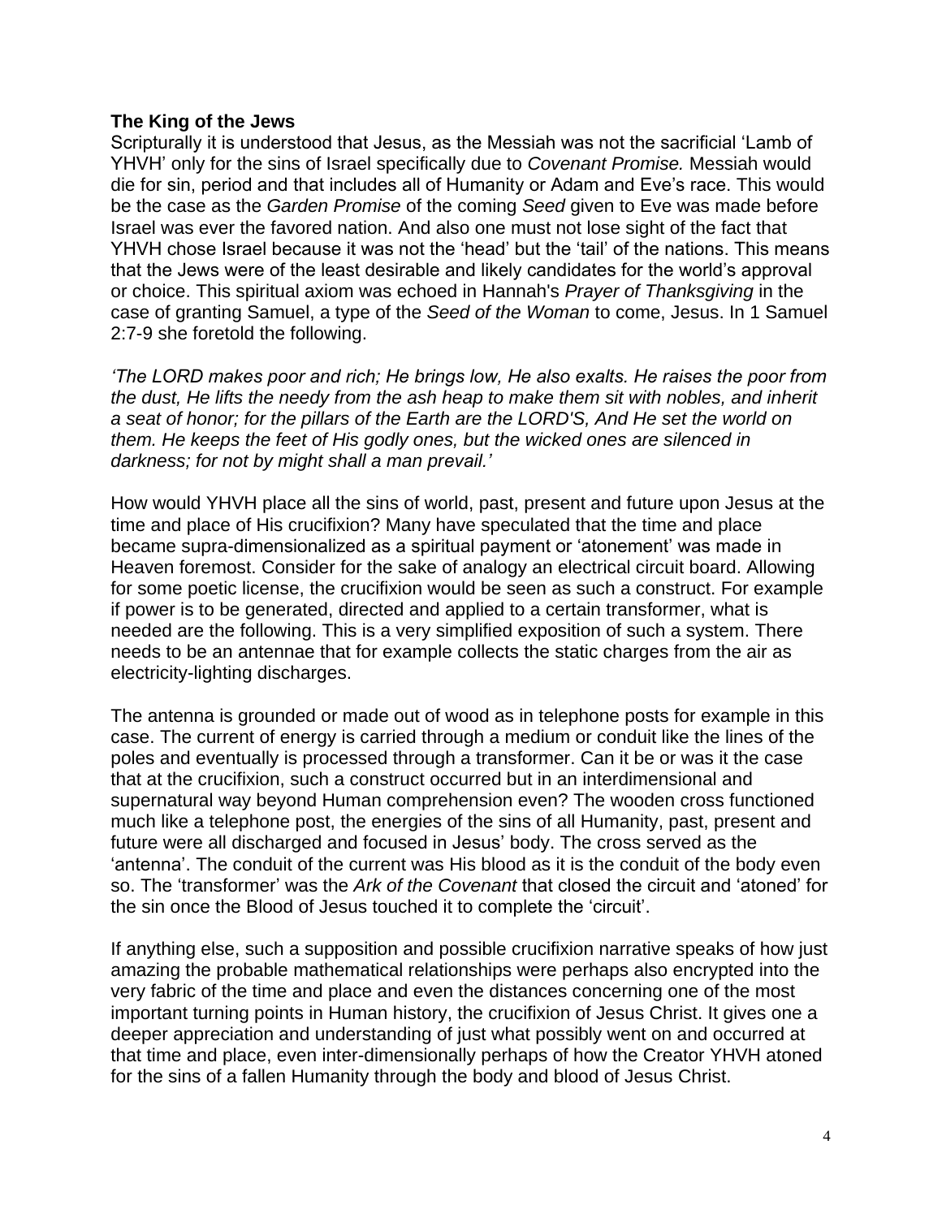**The King of the Jews**

Scripturally it is understood that Jesus, as the Messiah was not the sacrificial 'Lamb of YHVH' only for the sins of Israel specifically due to *Covenant Promise.* Messiah would die for sin, period and that includes all of Humanity or Adam and Eve's race. This would be the case as the *Garden Promise* of the coming *Seed* given to Eve was made before Israel was ever the favored nation. And also one must not lose sight of the fact that YHVH chose Israel because it was not the 'head' but the 'tail' of the nations. This means that the Jews were of the least desirable and likely candidates for the world's approval or choice. This spiritual axiom was echoed in Hannah's *Prayer of Thanksgiving* in the case of granting Samuel, a type of the *Seed of the Woman* to come, Jesus. In 1 Samuel 2:7-9 she foretold the following.

*'The LORD makes poor and rich; He brings low, He also exalts. He raises the poor from the dust, He lifts the needy from the ash heap to make them sit with nobles, and inherit a seat of honor; for the pillars of the Earth are the LORD'S, And He set the world on them. He keeps the feet of His godly ones, but the wicked ones are silenced in darkness; for not by might shall a man prevail.'*

How would YHVH place all the sins of world, past, present and future upon Jesus at the time and place of His crucifixion? Many have speculated that the time and place became supra-dimensionalized as a spiritual payment or 'atonement' was made in Heaven foremost. Consider for the sake of analogy an electrical circuit board. Allowing for some poetic license, the crucifixion would be seen as such a construct. For example if power is to be generated, directed and applied to a certain transformer, what is needed are the following. This is a very simplified exposition of such a system. There needs to be an antennae that for example collects the static charges from the air as electricity-lighting discharges.

The antenna is grounded or made out of wood as in telephone posts for example in this case. The current of energy is carried through a medium or conduit like the lines of the poles and eventually is processed through a transformer. Can it be or was it the case that at the crucifixion, such a construct occurred but in an interdimensional and supernatural way beyond Human comprehension even? The wooden cross functioned much like a telephone post, the energies of the sins of all Humanity, past, present and future were all discharged and focused in Jesus' body. The cross served as the 'antenna'. The conduit of the current was His blood as it is the conduit of the body even so. The 'transformer' was the *Ark of the Covenant* that closed the circuit and 'atoned' for the sin once the Blood of Jesus touched it to complete the 'circuit'.

If anything else, such a supposition and possible crucifixion narrative speaks of how just amazing the probable mathematical relationships were perhaps also encrypted into the very fabric of the time and place and even the distances concerning one of the most important turning points in Human history, the crucifixion of Jesus Christ. It gives one a deeper appreciation and understanding of just what possibly went on and occurred at that time and place, even inter-dimensionally perhaps of how the Creator YHVH atoned for the sins of a fallen Humanity through the body and blood of Jesus Christ.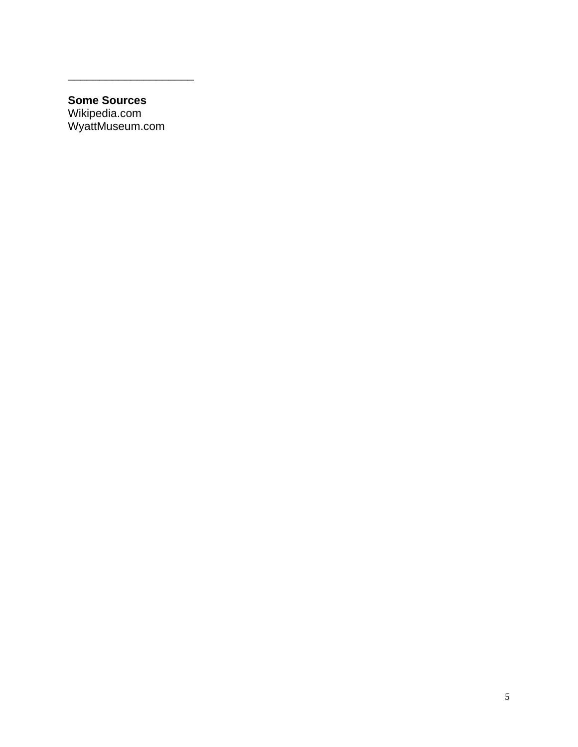____________________

**Some Sources**
Wikipedia.com
WyattMuseum.com